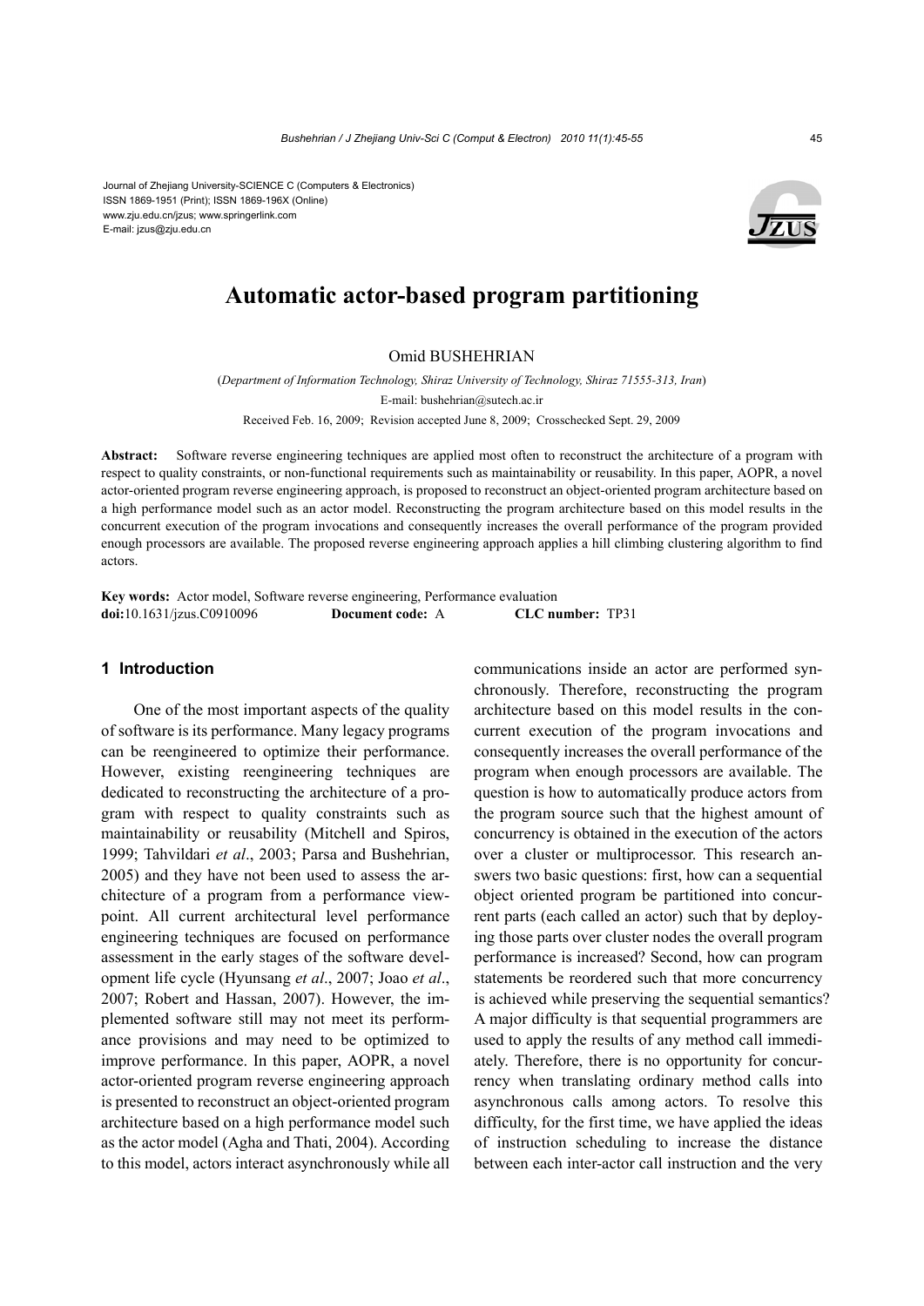Journal of Zhejiang University-SCIENCE C (Computers & Electronics)
ISSN 1869-1951 (Print); ISSN 1869-196X (Online)
www.zju.edu.cn/jzus; www.springerlink.com
E-mail: jzus@zju.edu.cn

# Automatic actor-based program partitioning

Omid BUSHEHRIAN

(*Department of Information Technology, Shiraz University of Technology, Shiraz 71555-313, Iran*)

E-mail: bushehrian@sutech.ac.ir

Received Feb. 16, 2009; Revision accepted June 8, 2009; Crosschecked Sept. 29, 2009

**Abstract:** Software reverse engineering techniques are applied most often to reconstruct the architecture of a program with respect to quality constraints, or non-functional requirements such as maintainability or reusability. In this paper, AOPR, a novel actor-oriented program reverse engineering approach, is proposed to reconstruct an object-oriented program architecture based on a high performance model such as an actor model. Reconstructing the program architecture based on this model results in the concurrent execution of the program invocations and consequently increases the overall performance of the program provided enough processors are available. The proposed reverse engineering approach applies a hill climbing clustering algorithm to find actors.

**Key words:** Actor model, Software reverse engineering, Performance evaluation
**doi:**10.1631/jzus.C0910096 **Document code:** A **CLC number:** TP31

## 1 Introduction

One of the most important aspects of the quality of software is its performance. Many legacy programs can be reengineered to optimize their performance. However, existing reengineering techniques are dedicated to reconstructing the architecture of a program with respect to quality constraints such as maintainability or reusability (Mitchell and Spiros, 1999; Tahvildari *et al*., 2003; Parsa and Bushehrian, 2005) and they have not been used to assess the architecture of a program from a performance viewpoint. All current architectural level performance engineering techniques are focused on performance assessment in the early stages of the software development life cycle (Hyunsang *et al*., 2007; Joao *et al*., 2007; Robert and Hassan, 2007). However, the implemented software still may not meet its performance provisions and may need to be optimized to improve performance. In this paper, AOPR, a novel actor-oriented program reverse engineering approach is presented to reconstruct an object-oriented program architecture based on a high performance model such as the actor model (Agha and Thati, 2004). According to this model, actors interact asynchronously while all communications inside an actor are performed synchronously. Therefore, reconstructing the program architecture based on this model results in the concurrent execution of the program invocations and consequently increases the overall performance of the program when enough processors are available. The question is how to automatically produce actors from the program source such that the highest amount of concurrency is obtained in the execution of the actors over a cluster or multiprocessor. This research answers two basic questions: first, how can a sequential object oriented program be partitioned into concurrent parts (each called an actor) such that by deploying those parts over cluster nodes the overall program performance is increased? Second, how can program statements be reordered such that more concurrency is achieved while preserving the sequential semantics? A major difficulty is that sequential programmers are used to apply the results of any method call immediately. Therefore, there is no opportunity for concurrency when translating ordinary method calls into asynchronous calls among actors. To resolve this difficulty, for the first time, we have applied the ideas of instruction scheduling to increase the distance between each inter-actor call instruction and the very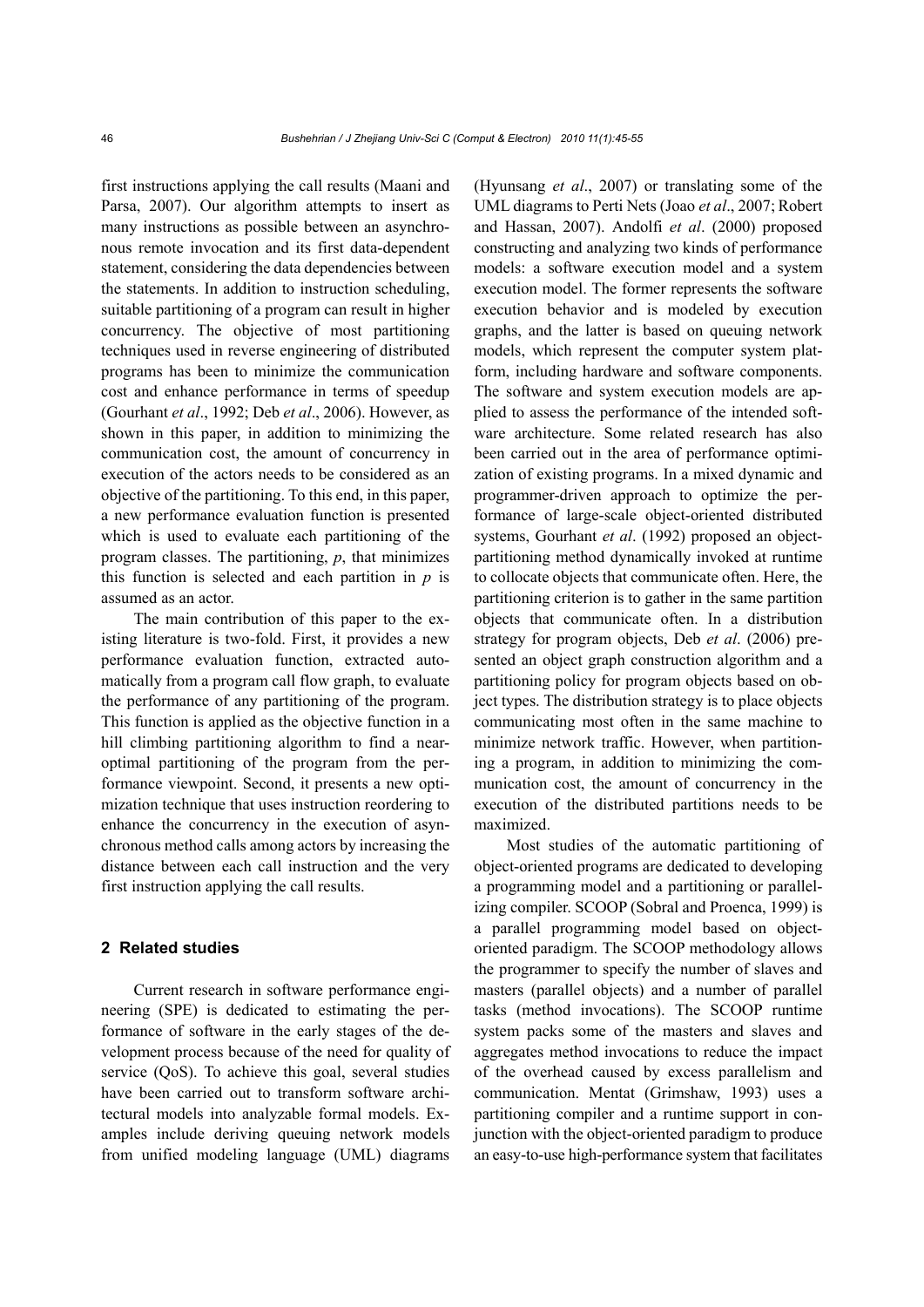first instructions applying the call results (Maani and Parsa, 2007). Our algorithm attempts to insert as many instructions as possible between an asynchronous remote invocation and its first data-dependent statement, considering the data dependencies between the statements. In addition to instruction scheduling, suitable partitioning of a program can result in higher concurrency. The objective of most partitioning techniques used in reverse engineering of distributed programs has been to minimize the communication cost and enhance performance in terms of speedup (Gourhant *et al*., 1992; Deb *et al*., 2006). However, as shown in this paper, in addition to minimizing the communication cost, the amount of concurrency in execution of the actors needs to be considered as an objective of the partitioning. To this end, in this paper, a new performance evaluation function is presented which is used to evaluate each partitioning of the program classes. The partitioning, $p$, that minimizes this function is selected and each partition in $p$ is assumed as an actor.

The main contribution of this paper to the existing literature is two-fold. First, it provides a new performance evaluation function, extracted automatically from a program call flow graph, to evaluate the performance of any partitioning of the program. This function is applied as the objective function in a hill climbing partitioning algorithm to find a near-optimal partitioning of the program from the performance viewpoint. Second, it presents a new optimization technique that uses instruction reordering to enhance the concurrency in the execution of asynchronous method calls among actors by increasing the distance between each call instruction and the very first instruction applying the call results.

## 2 Related studies

Current research in software performance engineering (SPE) is dedicated to estimating the performance of software in the early stages of the development process because of the need for quality of service (QoS). To achieve this goal, several studies have been carried out to transform software architectural models into analyzable formal models. Examples include deriving queuing network models from unified modeling language (UML) diagrams (Hyunsang *et al*., 2007) or translating some of the UML diagrams to Perti Nets (Joao *et al*., 2007; Robert and Hassan, 2007). Andolfi *et al*. (2000) proposed constructing and analyzing two kinds of performance models: a software execution model and a system execution model. The former represents the software execution behavior and is modeled by execution graphs, and the latter is based on queuing network models, which represent the computer system platform, including hardware and software components. The software and system execution models are applied to assess the performance of the intended software architecture. Some related research has also been carried out in the area of performance optimization of existing programs. In a mixed dynamic and programmer-driven approach to optimize the performance of large-scale object-oriented distributed systems, Gourhant *et al*. (1992) proposed an object-partitioning method dynamically invoked at runtime to collocate objects that communicate often. Here, the partitioning criterion is to gather in the same partition objects that communicate often. In a distribution strategy for program objects, Deb *et al*. (2006) presented an object graph construction algorithm and a partitioning policy for program objects based on object types. The distribution strategy is to place objects communicating most often in the same machine to minimize network traffic. However, when partitioning a program, in addition to minimizing the communication cost, the amount of concurrency in the execution of the distributed partitions needs to be maximized.

Most studies of the automatic partitioning of object-oriented programs are dedicated to developing a programming model and a partitioning or parallelizing compiler. SCOOP (Sobral and Proenca, 1999) is a parallel programming model based on object-oriented paradigm. The SCOOP methodology allows the programmer to specify the number of slaves and masters (parallel objects) and a number of parallel tasks (method invocations). The SCOOP runtime system packs some of the masters and slaves and aggregates method invocations to reduce the impact of the overhead caused by excess parallelism and communication. Mentat (Grimshaw, 1993) uses a partitioning compiler and a runtime support in conjunction with the object-oriented paradigm to produce an easy-to-use high-performance system that facilitates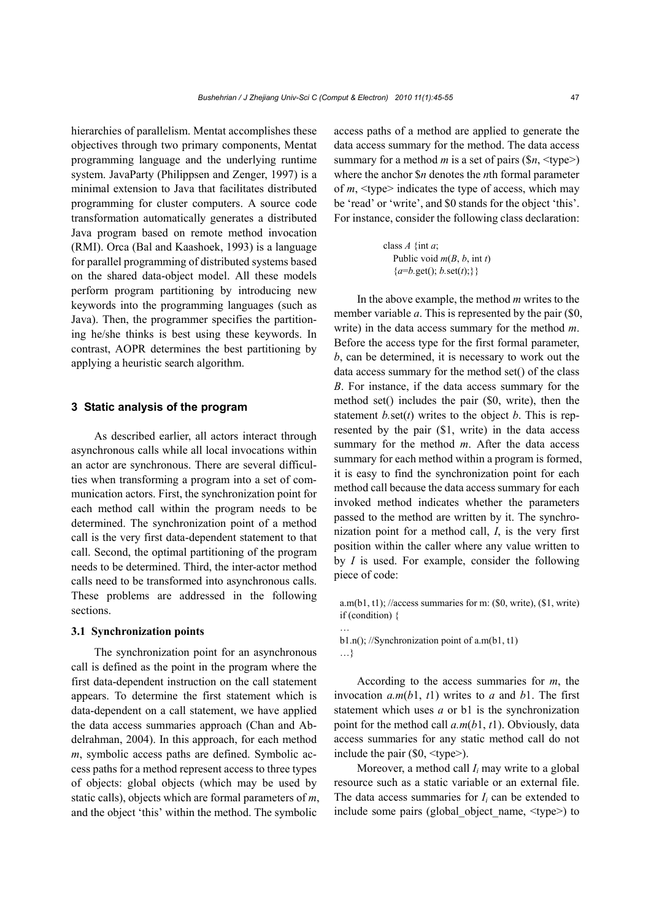hierarchies of parallelism. Mentat accomplishes these objectives through two primary components, Mentat programming language and the underlying runtime system. JavaParty (Philippsen and Zenger, 1997) is a minimal extension to Java that facilitates distributed programming for cluster computers. A source code transformation automatically generates a distributed Java program based on remote method invocation (RMI). Orca (Bal and Kaashoek, 1993) is a language for parallel programming of distributed systems based on the shared data-object model. All these models perform program partitioning by introducing new keywords into the programming languages (such as Java). Then, the programmer specifies the partitioning he/she thinks is best using these keywords. In contrast, AOPR determines the best partitioning by applying a heuristic search algorithm.

## 3 Static analysis of the program

As described earlier, all actors interact through asynchronous calls while all local invocations within an actor are synchronous. There are several difficulties when transforming a program into a set of communication actors. First, the synchronization point for each method call within the program needs to be determined. The synchronization point of a method call is the very first data-dependent statement to that call. Second, the optimal partitioning of the program needs to be determined. Third, the inter-actor method calls need to be transformed into asynchronous calls. These problems are addressed in the following sections.

### 3.1 Synchronization points

The synchronization point for an asynchronous call is defined as the point in the program where the first data-dependent instruction on the call statement appears. To determine the first statement which is data-dependent on a call statement, we have applied the data access summaries approach (Chan and Abdelrahman, 2004). In this approach, for each method *m*, symbolic access paths are defined. Symbolic access paths for a method represent access to three types of objects: global objects (which may be used by static calls), objects which are formal parameters of *m*, and the object 'this' within the method. The symbolic access paths of a method are applied to generate the data access summary for the method. The data access summary for a method *m* is a set of pairs ($n, <type>) where the anchor $n denotes the *n*th formal parameter of *m*, <type> indicates the type of access, which may be 'read' or 'write', and $0 stands for the object 'this'. For instance, consider the following class declaration:

```
class A {int a;
   Public void m(B, b, int t)
   {a=b.get(); b.set(t);}}
```

In the above example, the method *m* writes to the member variable *a*. This is represented by the pair ($0, write) in the data access summary for the method *m*. Before the access type for the first formal parameter, *b*, can be determined, it is necessary to work out the data access summary for the method set() of the class *B*. For instance, if the data access summary for the method set() includes the pair ($0, write), then the statement *b.*set(*t*) writes to the object *b*. This is represented by the pair ($1, write) in the data access summary for the method *m*. After the data access summary for each method within a program is formed, it is easy to find the synchronization point for each method call because the data access summary for each invoked method indicates whether the parameters passed to the method are written by it. The synchronization point for a method call, *I*, is the very first position within the caller where any value written to by *I* is used. For example, consider the following piece of code:

```
a.m(b1, t1); //access summaries for m: ($0, write), ($1, write)
if (condition) {
…
b1.n(); //Synchronization point of a.m(b1, t1)
…}
```

According to the access summaries for *m*, the invocation *a.m*(*b*1, *t*1) writes to *a* and *b*1. The first statement which uses *a* or b1 is the synchronization point for the method call *a.m*(*b*1, *t*1). Obviously, data access summaries for any static method call do not include the pair ($0, <type>).

Moreover, a method call $I_i$ may write to a global resource such as a static variable or an external file. The data access summaries for $I_i$ can be extended to include some pairs (global_object_name, <type>) to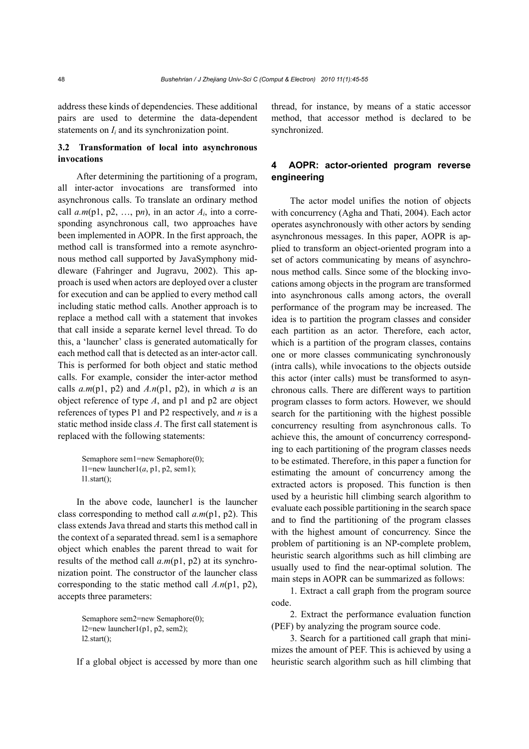address these kinds of dependencies. These additional pairs are used to determine the data-dependent statements on $I_i$ and its synchronization point.

### 3.2 Transformation of local into asynchronous invocations

After determining the partitioning of a program, all inter-actor invocations are transformed into asynchronous calls. To translate an ordinary method call $a.m$(p1, p2, …, p$n$), in an actor $A_i$, into a corresponding asynchronous call, two approaches have been implemented in AOPR. In the first approach, the method call is transformed into a remote asynchronous method call supported by JavaSymphony middleware (Fahringer and Jugravu, 2002). This approach is used when actors are deployed over a cluster for execution and can be applied to every method call including static method calls. Another approach is to replace a method call with a statement that invokes that call inside a separate kernel level thread. To do this, a 'launcher' class is generated automatically for each method call that is detected as an inter-actor call. This is performed for both object and static method calls. For example, consider the inter-actor method calls $a.m$(p1, p2) and $A.n$(p1, p2), in which $a$ is an object reference of type $A$, and p1 and p2 are object references of types P1 and P2 respectively, and $n$ is a static method inside class $A$. The first call statement is replaced with the following statements:

```
Semaphore sem1=new Semaphore(0);
l1=new launcher1(a, p1, p2, sem1);
l1.start();
```

In the above code, launcher1 is the launcher class corresponding to method call $a.m$(p1, p2). This class extends Java thread and starts this method call in the context of a separated thread. sem1 is a semaphore object which enables the parent thread to wait for results of the method call $a.m$(p1, p2) at its synchronization point. The constructor of the launcher class corresponding to the static method call $A.n$(p1, p2), accepts three parameters:

```
Semaphore sem2=new Semaphore(0);
l2=new launcher1(p1, p2, sem2);
l2.start();
```

If a global object is accessed by more than one thread, for instance, by means of a static accessor method, that accessor method is declared to be synchronized.

## 4 AOPR: actor-oriented program reverse engineering

The actor model unifies the notion of objects with concurrency (Agha and Thati, 2004). Each actor operates asynchronously with other actors by sending asynchronous messages. In this paper, AOPR is applied to transform an object-oriented program into a set of actors communicating by means of asynchronous method calls. Since some of the blocking invocations among objects in the program are transformed into asynchronous calls among actors, the overall performance of the program may be increased. The idea is to partition the program classes and consider each partition as an actor. Therefore, each actor, which is a partition of the program classes, contains one or more classes communicating synchronously (intra calls), while invocations to the objects outside this actor (inter calls) must be transformed to asynchronous calls. There are different ways to partition program classes to form actors. However, we should search for the partitioning with the highest possible concurrency resulting from asynchronous calls. To achieve this, the amount of concurrency corresponding to each partitioning of the program classes needs to be estimated. Therefore, in this paper a function for estimating the amount of concurrency among the extracted actors is proposed. This function is then used by a heuristic hill climbing search algorithm to evaluate each possible partitioning in the search space and to find the partitioning of the program classes with the highest amount of concurrency. Since the problem of partitioning is an NP-complete problem, heuristic search algorithms such as hill climbing are usually used to find the near-optimal solution. The main steps in AOPR can be summarized as follows:

1. Extract a call graph from the program source code.

2. Extract the performance evaluation function (PEF) by analyzing the program source code.

3. Search for a partitioned call graph that minimizes the amount of PEF. This is achieved by using a heuristic search algorithm such as hill climbing that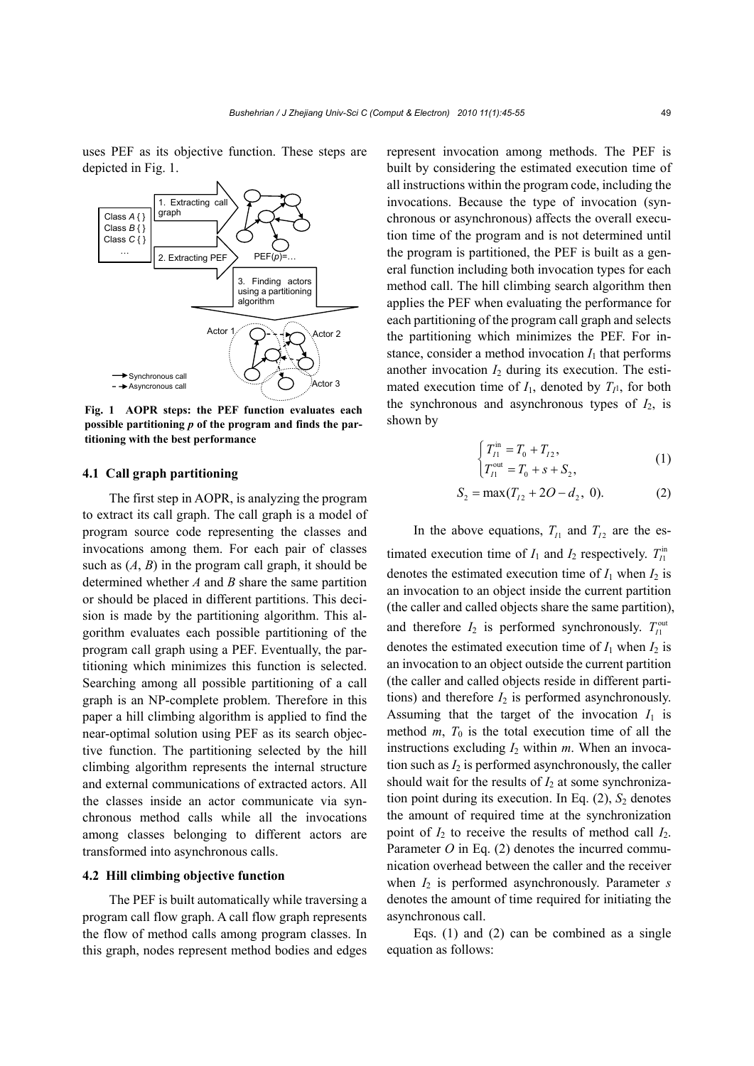uses PEF as its objective function. These steps are depicted in Fig. 1.

Class *A* { }
Class *B* { }
Class *C* { }
…

1. Extracting call graph

2. Extracting PEF

PEF(*p*)=…

3. Finding actors using a partitioning algorithm

Actor 1

Actor 2

Actor 3

Synchronous call

Asyncronous call

**Fig. 1 AOPR steps: the PEF function evaluates each possible partitioning *p* of the program and finds the partitioning with the best performance**

### 4.1 Call graph partitioning

The first step in AOPR, is analyzing the program to extract its call graph. The call graph is a model of program source code representing the classes and invocations among them. For each pair of classes such as (*A*, *B*) in the program call graph, it should be determined whether *A* and *B* share the same partition or should be placed in different partitions. This decision is made by the partitioning algorithm. This algorithm evaluates each possible partitioning of the program call graph using a PEF. Eventually, the partitioning which minimizes this function is selected. Searching among all possible partitioning of a call graph is an NP-complete problem. Therefore in this paper a hill climbing algorithm is applied to find the near-optimal solution using PEF as its search objective function. The partitioning selected by the hill climbing algorithm represents the internal structure and external communications of extracted actors. All the classes inside an actor communicate via synchronous method calls while all the invocations among classes belonging to different actors are transformed into asynchronous calls.

### 4.2 Hill climbing objective function

The PEF is built automatically while traversing a program call flow graph. A call flow graph represents the flow of method calls among program classes. In this graph, nodes represent method bodies and edges represent invocation among methods. The PEF is built by considering the estimated execution time of all instructions within the program code, including the invocations. Because the type of invocation (synchronous or asynchronous) affects the overall execution time of the program and is not determined until the program is partitioned, the PEF is built as a general function including both invocation types for each method call. The hill climbing search algorithm then applies the PEF when evaluating the performance for each partitioning of the program call graph and selects the partitioning which minimizes the PEF. For instance, consider a method invocation $I_1$ that performs another invocation $I_2$ during its execution. The estimated execution time of $I_1$, denoted by $T_{I1}$, for both the synchronous and asynchronous types of $I_2$, is shown by

$$\begin{cases} T_{I1}^{\text{in}} = T_0 + T_{I2}, \\ T_{I1}^{\text{out}} = T_0 + s + S_2, \end{cases} \tag{1}$$

$$S_2 = \max(T_{I2} + 2O - d_2,\ 0). \tag{2}$$

In the above equations, $T_{I1}$ and $T_{I2}$ are the estimated execution time of $I_1$ and $I_2$ respectively. $T_{I1}^{\text{in}}$ denotes the estimated execution time of $I_1$ when $I_2$ is an invocation to an object inside the current partition (the caller and called objects share the same partition), and therefore $I_2$ is performed synchronously. $T_{I1}^{\text{out}}$ denotes the estimated execution time of $I_1$ when $I_2$ is an invocation to an object outside the current partition (the caller and called objects reside in different partitions) and therefore $I_2$ is performed asynchronously. Assuming that the target of the invocation $I_1$ is method *m*, $T_0$ is the total execution time of all the instructions excluding $I_2$ within *m*. When an invocation such as $I_2$ is performed asynchronously, the caller should wait for the results of $I_2$ at some synchronization point during its execution. In Eq. (2), $S_2$ denotes the amount of required time at the synchronization point of $I_2$ to receive the results of method call $I_2$. Parameter *O* in Eq. (2) denotes the incurred communication overhead between the caller and the receiver when $I_2$ is performed asynchronously. Parameter *s* denotes the amount of time required for initiating the asynchronous call.

Eqs. (1) and (2) can be combined as a single equation as follows: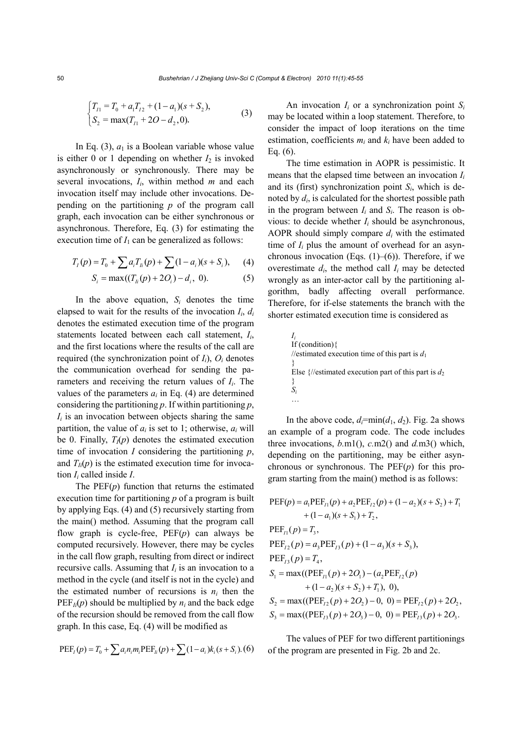$$
\begin{cases} T_{I1} = T_0 + a_1 T_{I2} + (1-a_1)(s+S_2), \\ S_2 = \max(T_{I1} + 2O - d_2, 0). \end{cases} \tag{3}
$$

In Eq. (3), $a_1$ is a Boolean variable whose value is either 0 or 1 depending on whether $I_2$ is invoked asynchronously or synchronously. There may be several invocations, $I_i$, within method $m$ and each invocation itself may include other invocations. Depending on the partitioning $p$ of the program call graph, each invocation can be either synchronous or asynchronous. Therefore, Eq. (3) for estimating the execution time of $I_1$ can be generalized as follows:

$$
T_I(p) = T_0 + \sum a_i T_{Ii}(p) + \sum (1-a_i)(s+S_i), \tag{4}
$$

$$
S_i = \max((T_{Ii}(p) + 2O_i) - d_i,\ 0). \tag{5}
$$

In the above equation, $S_i$ denotes the time elapsed to wait for the results of the invocation $I_i$, $d_i$ denotes the estimated execution time of the program statements located between each call statement, $I_i$, and the first locations where the results of the call are required (the synchronization point of $I_i$), $O_i$ denotes the communication overhead for sending the parameters and receiving the return values of $I_i$. The values of the parameters $a_i$ in Eq. (4) are determined considering the partitioning $p$. If within partitioning $p$, $I_i$ is an invocation between objects sharing the same partition, the value of $a_i$ is set to 1; otherwise, $a_i$ will be 0. Finally, $T_I(p)$ denotes the estimated execution time of invocation $I$ considering the partitioning $p$, and $T_{Ii}(p)$ is the estimated execution time for invocation $I_i$ called inside $I$.

The PEF($p$) function that returns the estimated execution time for partitioning $p$ of a program is built by applying Eqs. (4) and (5) recursively starting from the main() method. Assuming that the program call flow graph is cycle-free, PEF($p$) can always be computed recursively. However, there may be cycles in the call flow graph, resulting from direct or indirect recursive calls. Assuming that $I_i$ is an invocation to a method in the cycle (and itself is not in the cycle) and the estimated number of recursions is $n_i$ then the $\text{PEF}_{Ii}(p)$ should be multiplied by $n_i$ and the back edge of the recursion should be removed from the call flow graph. In this case, Eq. (4) will be modified as

$$
\text{PEF}_I(p) = T_0 + \sum a_i n_i m_i \text{PEF}_{Ii}(p) + \sum (1-a_i) k_i (s+S_i). \tag{6}
$$

An invocation $I_i$ or a synchronization point $S_i$ may be located within a loop statement. Therefore, to consider the impact of loop iterations on the time estimation, coefficients $m_i$ and $k_i$ have been added to Eq. (6).

The time estimation in AOPR is pessimistic. It means that the elapsed time between an invocation $I_i$ and its (first) synchronization point $S_i$, which is denoted by $d_i$, is calculated for the shortest possible path in the program between $I_i$ and $S_i$. The reason is obvious: to decide whether $I_i$ should be asynchronous, AOPR should simply compare $d_i$ with the estimated time of $I_i$ plus the amount of overhead for an asynchronous invocation (Eqs. (1)–(6)). Therefore, if we overestimate $d_i$, the method call $I_i$ may be detected wrongly as an inter-actor call by the partitioning algorithm, badly affecting overall performance. Therefore, for if-else statements the branch with the shorter estimated execution time is considered as

```
Ii
If (condition){
//estimated execution time of this part is d1
}
Else {//estimated execution part of this part is d2
}
Si
…
```

In the above code, $d_i$=min($d_1$, $d_2$). Fig. 2a shows an example of a program code. The code includes three invocations, *b*.m1(), *c*.m2() and *d*.m3() which, depending on the partitioning, may be either asynchronous or synchronous. The PEF($p$) for this program starting from the main() method is as follows:

$$
\begin{aligned}
\text{PEF}(p) &= a_1 \text{PEF}_{I1}(p) + a_2 \text{PEF}_{I2}(p) + (1-a_2)(s+S_2) + T_1 \\
&\quad + (1-a_1)(s+S_1) + T_2, \\
\text{PEF}_{I1}(p) &= T_3, \\
\text{PEF}_{I2}(p) &= a_3 \text{PEF}_{I3}(p) + (1-a_3)(s+S_3), \\
\text{PEF}_{I3}(p) &= T_4, \\
S_1 &= \max((\text{PEF}_{I1}(p) + 2O_1) - (a_2 \text{PEF}_{I2}(p) \\
&\quad + (1-a_2)(s+S_2) + T_1),\ 0), \\
S_2 &= \max((\text{PEF}_{I2}(p) + 2O_2) - 0,\ 0) = \text{PEF}_{I2}(p) + 2O_2, \\
S_3 &= \max((\text{PEF}_{I3}(p) + 2O_3) - 0,\ 0) = \text{PEF}_{I3}(p) + 2O_3.
\end{aligned}
$$

The values of PEF for two different partitionings of the program are presented in Fig. 2b and 2c.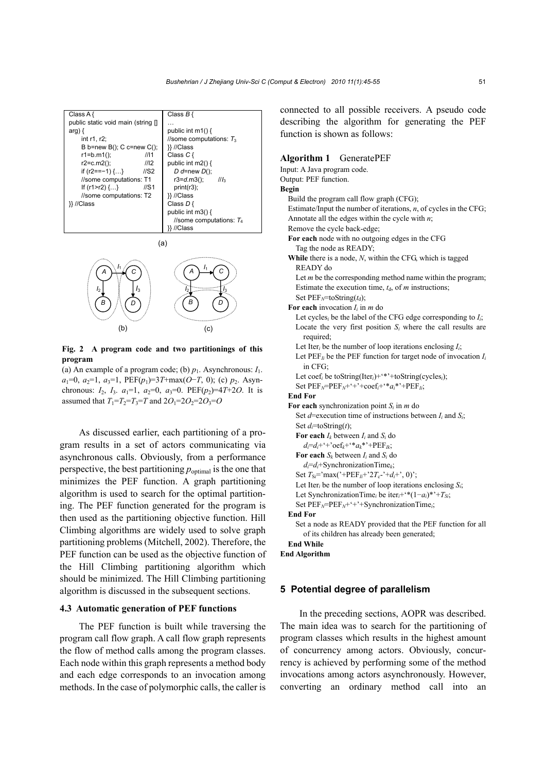| Class A { public static void main (string [] arg) { int r1, r2; B b=new B(); C c=new C(); r1=b.m1(); //I1 r2=c.m2(); //I2 if (r2==−1) {…} //S2 //some computations: T1 If (r1>r2) {…} //S1 //some computations: T2 }} //Class | Class *B* { … public int m1() { //some computations: $T_3$ }} //Class Class *C* { public int m2() { *D d*=new *D*(); r3=*d*.m3(); //$I_3$ print(r3); }} //Class Class *D* { public int m3() { //some computations: $T_4$ }} //Class |
|---|---|

```
Class A {
public static void main (string [] arg) {
    int r1, r2;
    B b=new B(); C c=new C();
    r1=b.m1();          //I1
    r2=c.m2();          //I2
    if (r2==−1) {…}     //S2
    //some computations: T1
    If (r1>r2) {…}      //S1
    //some computations: T2
}} //Class
```

```
Class B {
…
public int m1() {
//some computations: T3
}} //Class
Class C {
public int m2() {
    D d=new D();
    r3=d.m3();      //I3
    print(r3);
}} //Class
Class D {
public int m3() {
    //some computations: T4
}} //Class
```

(a)

(b) (c)

**Fig. 2 A program code and two partitionings of this program**

(a) An example of a program code; (b) $p_1$. Asynchronous: $I_1$. $a_1$=0, $a_2$=1, $a_3$=1, PEF($p_1$)=3$T$+max($O$−$T$, 0); (c) $p_2$. Asynchronous: $I_2$, $I_3$. $a_1$=1, $a_2$=0, $a_3$=0. PEF($p_2$)=4$T$+2$O$. It is assumed that $T_1$=$T_2$=$T_3$=$T$ and 2$O_1$=2$O_2$=2$O_3$=$O$

As discussed earlier, each partitioning of a program results in a set of actors communicating via asynchronous calls. Obviously, from a performance perspective, the best partitioning $p_{\text{optimal}}$ is the one that minimizes the PEF function. A graph partitioning algorithm is used to search for the optimal partitioning. The PEF function generated for the program is then used as the partitioning objective function. Hill Climbing algorithms are widely used to solve graph partitioning problems (Mitchell, 2002). Therefore, the PEF function can be used as the objective function of the Hill Climbing partitioning algorithm which should be minimized. The Hill Climbing partitioning algorithm is discussed in the subsequent sections.

### 4.3 Automatic generation of PEF functions

The PEF function is built while traversing the program call flow graph. A call flow graph represents the flow of method calls among the program classes. Each node within this graph represents a method body and each edge corresponds to an invocation among methods. In the case of polymorphic calls, the caller is connected to all possible receivers. A pseudo code describing the algorithm for generating the PEF function is shown as follows:

**Algorithm 1** GeneratePEF

Input: A Java program code.
Output: PEF function.
**Begin**
Build the program call flow graph (CFG);
Estimate/Input the number of iterations, $n$, of cycles in the CFG;
Annotate all the edges within the cycle with $n$;
Remove the cycle back-edge;
**For each** node with no outgoing edges in the CFG
  Tag the node as READY;
**While** there is a node, $N$, within the CFG, which is tagged READY do
  Let $m$ be the corresponding method name within the program;
  Estimate the execution time, $t_d$, of $m$ instructions;
  Set PEF$_N$=toString($t_d$);
**For each** invocation $I_i$ in $m$ do
  Let cycles$_i$ be the label of the CFG edge corresponding to $I_i$;
  Locate the very first position $S_i$ where the call results are required;
  Let Iter$_i$ be the number of loop iterations enclosing $I_i$;
  Let PEF$_{Ii}$ be the PEF function for target node of invocation $I_i$ in CFG;
  Let coef$_i$ be toString(Iter$_i$)+'*'+toString(cycles$_i$);
  Set PEF$_N$=PEF$_N$+'+'+coef$_i$+'*$a_i$*'+PEF$_{Ii}$;
**End For**
**For each** synchronization point $S_i$ in $m$ do
  Set $d$=execution time of instructions between $I_i$ and $S_i$;
  Set $d_i$=toString($t$);
  **For each** $I_k$ between $I_i$ and $S_i$ do
    $d_i$=$d_i$+'+'oef$_k$+'*$a_k$*'+PEF$_{Ik}$;
  **For each** $S_k$ between $I_i$ and $S_i$ do
    $d_i$=$d_i$+SynchronizationTime$_k$;
  Set $T_{Si}$='max('+PEF$_{Ii}$+'2$T_c$-'+$d_i$+', 0)';
  Let Iter$_i$ be the number of loop iterations enclosing $S_i$;
  Let SynchronizationTime$_i$ be iter$_i$+'*(1−$a_i$)*'+$T_{Si}$;
  Set PEF$_N$=PEF$_N$+'+'+SynchronizationTime$_i$;
**End For**
  Set a node as READY provided that the PEF function for all of its children has already been generated;
**End While**
**End Algorithm**

## 5 Potential degree of parallelism

In the preceding sections, AOPR was described. The main idea was to search for the partitioning of program classes which results in the highest amount of concurrency among actors. Obviously, concurrency is achieved by performing some of the method invocations among actors asynchronously. However, converting an ordinary method call into an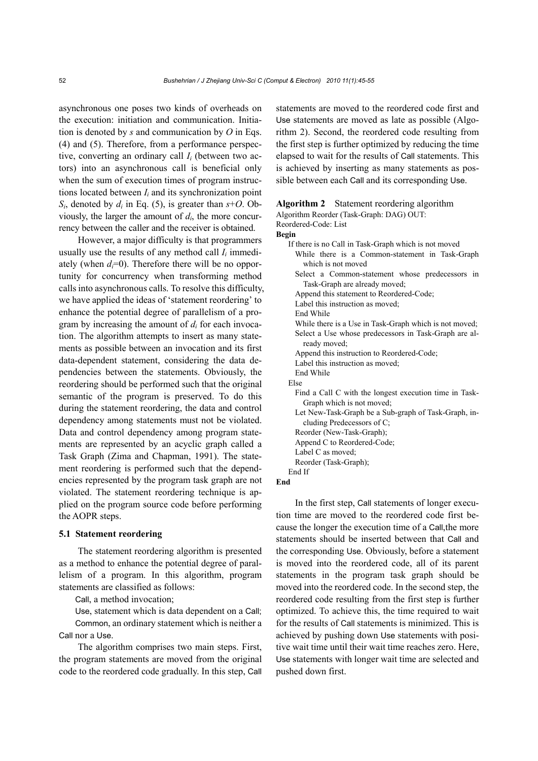asynchronous one poses two kinds of overheads on the execution: initiation and communication. Initiation is denoted by $s$ and communication by $O$ in Eqs. (4) and (5). Therefore, from a performance perspective, converting an ordinary call $I_i$ (between two actors) into an asynchronous call is beneficial only when the sum of execution times of program instructions located between $I_i$ and its synchronization point $S_i$, denoted by $d_i$ in Eq. (5), is greater than $s$+$O$. Obviously, the larger the amount of $d_i$, the more concurrency between the caller and the receiver is obtained.

However, a major difficulty is that programmers usually use the results of any method call $I_i$ immediately (when $d_i$=0). Therefore there will be no opportunity for concurrency when transforming method calls into asynchronous calls. To resolve this difficulty, we have applied the ideas of 'statement reordering' to enhance the potential degree of parallelism of a program by increasing the amount of $d_i$ for each invocation. The algorithm attempts to insert as many statements as possible between an invocation and its first data-dependent statement, considering the data dependencies between the statements. Obviously, the reordering should be performed such that the original semantic of the program is preserved. To do this during the statement reordering, the data and control dependency among statements must not be violated. Data and control dependency among program statements are represented by an acyclic graph called a Task Graph (Zima and Chapman, 1991). The statement reordering is performed such that the dependencies represented by the program task graph are not violated. The statement reordering technique is applied on the program source code before performing the AOPR steps.

### 5.1 Statement reordering

The statement reordering algorithm is presented as a method to enhance the potential degree of parallelism of a program. In this algorithm, program statements are classified as follows:

Call, a method invocation;

Use, statement which is data dependent on a Call;

Common, an ordinary statement which is neither a Call nor a Use.

The algorithm comprises two main steps. First, the program statements are moved from the original code to the reordered code gradually. In this step, Call statements are moved to the reordered code first and Use statements are moved as late as possible (Algorithm 2). Second, the reordered code resulting from the first step is further optimized by reducing the time elapsed to wait for the results of Call statements. This is achieved by inserting as many statements as possible between each Call and its corresponding Use.

**Algorithm 2** Statement reordering algorithm

```
Algorithm Reorder (Task-Graph: DAG) OUT:
Reordered-Code: List
Begin
  If there is no Call in Task-Graph which is not moved
    While there is a Common-statement in Task-Graph
      which is not moved
    Select a Common-statement whose predecessors in
      Task-Graph are already moved;
    Append this statement to Reordered-Code;
    Label this instruction as moved;
    End While
    While there is a Use in Task-Graph which is not moved;
    Select a Use whose predecessors in Task-Graph are al-
      ready moved;
    Append this instruction to Reordered-Code;
    Label this instruction as moved;
    End While
  Else
    Find a Call C with the longest execution time in Task-
      Graph which is not moved;
    Let New-Task-Graph be a Sub-graph of Task-Graph, in-
      cluding Predecessors of C;
    Reorder (New-Task-Graph);
    Append C to Reordered-Code;
    Label C as moved;
    Reorder (Task-Graph);
  End If
End
```

In the first step, Call statements of longer execution time are moved to the reordered code first because the longer the execution time of a Call,the more statements should be inserted between that Call and the corresponding Use. Obviously, before a statement is moved into the reordered code, all of its parent statements in the program task graph should be moved into the reordered code. In the second step, the reordered code resulting from the first step is further optimized. To achieve this, the time required to wait for the results of Call statements is minimized. This is achieved by pushing down Use statements with positive wait time until their wait time reaches zero. Here, Use statements with longer wait time are selected and pushed down first.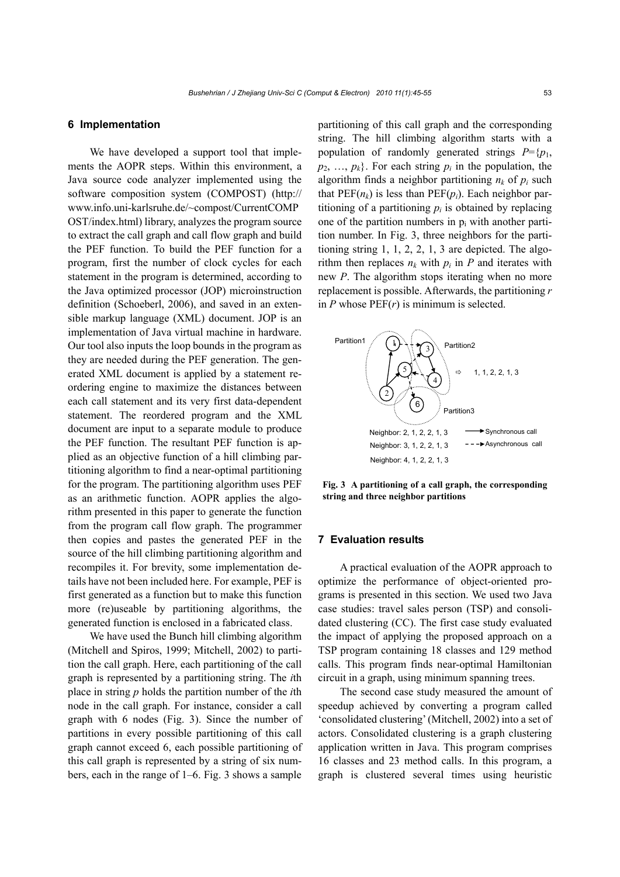## 6 Implementation

We have developed a support tool that implements the AOPR steps. Within this environment, a Java source code analyzer implemented using the software composition system (COMPOST) (http://www.info.uni-karlsruhe.de/~compost/CurrentCOMPOST/index.html) library, analyzes the program source to extract the call graph and call flow graph and build the PEF function. To build the PEF function for a program, first the number of clock cycles for each statement in the program is determined, according to the Java optimized processor (JOP) microinstruction definition (Schoeberl, 2006), and saved in an extensible markup language (XML) document. JOP is an implementation of Java virtual machine in hardware. Our tool also inputs the loop bounds in the program as they are needed during the PEF generation. The generated XML document is applied by a statement reordering engine to maximize the distances between each call statement and its very first data-dependent statement. The reordered program and the XML document are input to a separate module to produce the PEF function. The resultant PEF function is applied as an objective function of a hill climbing partitioning algorithm to find a near-optimal partitioning for the program. The partitioning algorithm uses PEF as an arithmetic function. AOPR applies the algorithm presented in this paper to generate the function from the program call flow graph. The programmer then copies and pastes the generated PEF in the source of the hill climbing partitioning algorithm and recompiles it. For brevity, some implementation details have not been included here. For example, PEF is first generated as a function but to make this function more (re)useable by partitioning algorithms, the generated function is enclosed in a fabricated class.

We have used the Bunch hill climbing algorithm (Mitchell and Spiros, 1999; Mitchell, 2002) to partition the call graph. Here, each partitioning of the call graph is represented by a partitioning string. The $i$th place in string $p$ holds the partition number of the $i$th node in the call graph. For instance, consider a call graph with 6 nodes (Fig. 3). Since the number of partitions in every possible partitioning of this call graph cannot exceed 6, each possible partitioning of this call graph is represented by a string of six numbers, each in the range of 1–6. Fig. 3 shows a sample partitioning of this call graph and the corresponding string. The hill climbing algorithm starts with a population of randomly generated strings $P=\{p_1, p_2, \ldots, p_k\}$. For each string $p_i$ in the population, the algorithm finds a neighbor partitioning $n_k$ of $p_i$ such that PEF($n_k$) is less than PEF($p_i$). Each neighbor partitioning of a partitioning $p_i$ is obtained by replacing one of the partition numbers in $p_i$ with another partition number. In Fig. 3, three neighbors for the partitioning string 1, 1, 2, 2, 1, 3 are depicted. The algorithm then replaces $n_k$ with $p_i$ in $P$ and iterates with new $P$. The algorithm stops iterating when no more replacement is possible. Afterwards, the partitioning $r$ in $P$ whose PEF($r$) is minimum is selected.

**Fig. 3 A partitioning of a call graph, the corresponding string and three neighbor partitions**

## 7 Evaluation results

A practical evaluation of the AOPR approach to optimize the performance of object-oriented programs is presented in this section. We used two Java case studies: travel sales person (TSP) and consolidated clustering (CC). The first case study evaluated the impact of applying the proposed approach on a TSP program containing 18 classes and 129 method calls. This program finds near-optimal Hamiltonian circuit in a graph, using minimum spanning trees.

The second case study measured the amount of speedup achieved by converting a program called 'consolidated clustering' (Mitchell, 2002) into a set of actors. Consolidated clustering is a graph clustering application written in Java. This program comprises 16 classes and 23 method calls. In this program, a graph is clustered several times using heuristic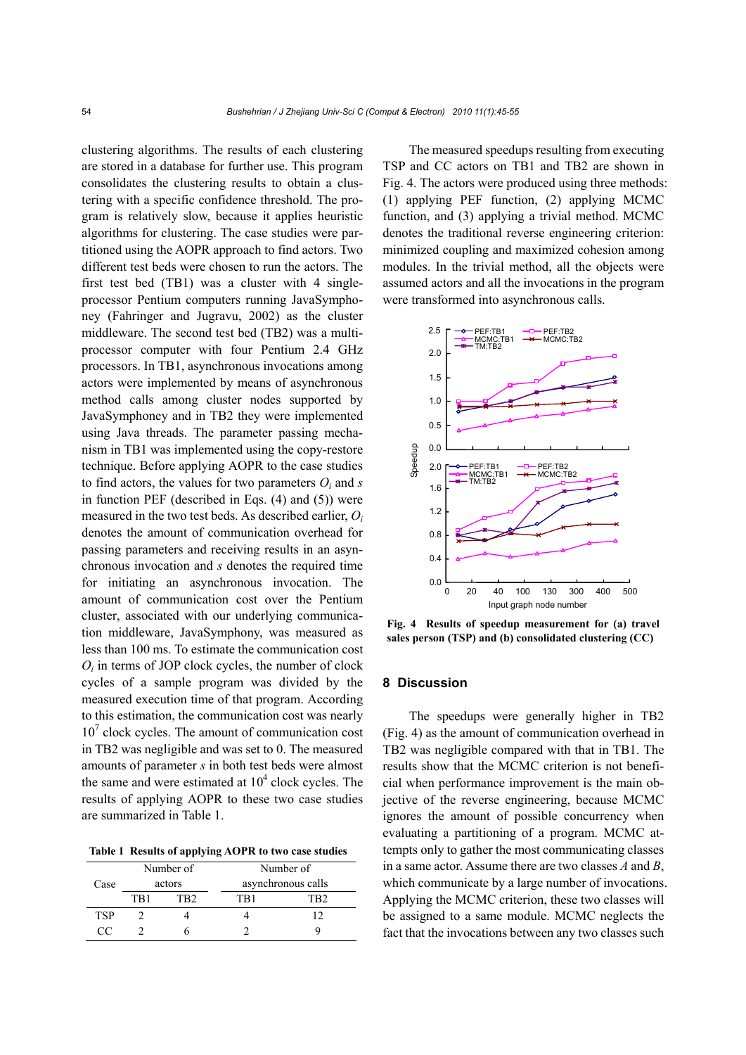clustering algorithms. The results of each clustering are stored in a database for further use. This program consolidates the clustering results to obtain a clustering with a specific confidence threshold. The program is relatively slow, because it applies heuristic algorithms for clustering. The case studies were partitioned using the AOPR approach to find actors. Two different test beds were chosen to run the actors. The first test bed (TB1) was a cluster with 4 single-processor Pentium computers running JavaSymphoney (Fahringer and Jugravu, 2002) as the cluster middleware. The second test bed (TB2) was a multi-processor computer with four Pentium 2.4 GHz processors. In TB1, asynchronous invocations among actors were implemented by means of asynchronous method calls among cluster nodes supported by JavaSymphoney and in TB2 they were implemented using Java threads. The parameter passing mechanism in TB1 was implemented using the copy-restore technique. Before applying AOPR to the case studies to find actors, the values for two parameters $O_i$ and $s$ in function PEF (described in Eqs. (4) and (5)) were measured in the two test beds. As described earlier, $O_i$ denotes the amount of communication overhead for passing parameters and receiving results in an asynchronous invocation and $s$ denotes the required time for initiating an asynchronous invocation. The amount of communication cost over the Pentium cluster, associated with our underlying communication middleware, JavaSymphony, was measured as less than 100 ms. To estimate the communication cost $O_i$ in terms of JOP clock cycles, the number of clock cycles of a sample program was divided by the measured execution time of that program. According to this estimation, the communication cost was nearly $10^7$ clock cycles. The amount of communication cost in TB2 was negligible and was set to 0. The measured amounts of parameter $s$ in both test beds were almost the same and were estimated at $10^4$ clock cycles. The results of applying AOPR to these two case studies are summarized in Table 1.

**Table 1 Results of applying AOPR to two case studies**

| Case | Number of actors | | Number of asynchronous calls | |
|---|---|---|---|---|
| | TB1 | TB2 | TB1 | TB2 |
| TSP | 2 | 4 | 4 | 12 |
| CC | 2 | 6 | 2 | 9 |

The measured speedups resulting from executing TSP and CC actors on TB1 and TB2 are shown in Fig. 4. The actors were produced using three methods: (1) applying PEF function, (2) applying MCMC function, and (3) applying a trivial method. MCMC denotes the traditional reverse engineering criterion: minimized coupling and maximized cohesion among modules. In the trivial method, all the objects were assumed actors and all the invocations in the program were transformed into asynchronous calls.

**Fig. 4 Results of speedup measurement for (a) travel sales person (TSP) and (b) consolidated clustering (CC)**

## 8 Discussion

The speedups were generally higher in TB2 (Fig. 4) as the amount of communication overhead in TB2 was negligible compared with that in TB1. The results show that the MCMC criterion is not beneficial when performance improvement is the main objective of the reverse engineering, because MCMC ignores the amount of possible concurrency when evaluating a partitioning of a program. MCMC attempts only to gather the most communicating classes in a same actor. Assume there are two classes $A$ and $B$, which communicate by a large number of invocations. Applying the MCMC criterion, these two classes will be assigned to a same module. MCMC neglects the fact that the invocations between any two classes such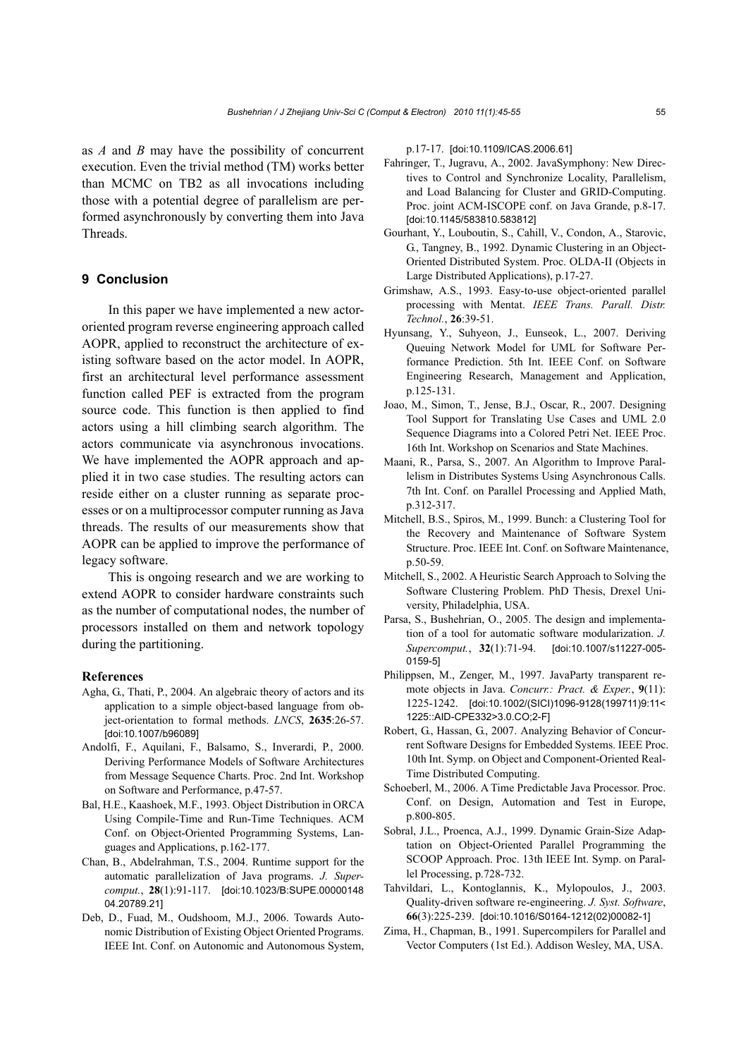as *A* and *B* may have the possibility of concurrent execution. Even the trivial method (TM) works better than MCMC on TB2 as all invocations including those with a potential degree of parallelism are performed asynchronously by converting them into Java Threads.

## 9 Conclusion

In this paper we have implemented a new actor-oriented program reverse engineering approach called AOPR, applied to reconstruct the architecture of existing software based on the actor model. In AOPR, first an architectural level performance assessment function called PEF is extracted from the program source code. This function is then applied to find actors using a hill climbing search algorithm. The actors communicate via asynchronous invocations. We have implemented the AOPR approach and applied it in two case studies. The resulting actors can reside either on a cluster running as separate processes or on a multiprocessor computer running as Java threads. The results of our measurements show that AOPR can be applied to improve the performance of legacy software.

This is ongoing research and we are working to extend AOPR to consider hardware constraints such as the number of computational nodes, the number of processors installed on them and network topology during the partitioning.

### References

Agha, G., Thati, P., 2004. An algebraic theory of actors and its application to a simple object-based language from object-orientation to formal methods. *LNCS*, **2635**:26-57. [doi:10.1007/b96089]

Andolfi, F., Aquilani, F., Balsamo, S., Inverardi, P., 2000. Deriving Performance Models of Software Architectures from Message Sequence Charts. Proc. 2nd Int. Workshop on Software and Performance, p.47-57.

Bal, H.E., Kaashoek, M.F., 1993. Object Distribution in ORCA Using Compile-Time and Run-Time Techniques. ACM Conf. on Object-Oriented Programming Systems, Languages and Applications, p.162-177.

Chan, B., Abdelrahman, T.S., 2004. Runtime support for the automatic parallelization of Java programs. *J. Supercomput.*, **28**(1):91-117. [doi:10.1023/B:SUPE.0000014804.20789.21]

Deb, D., Fuad, M., Oudshoom, M.J., 2006. Towards Autonomic Distribution of Existing Object Oriented Programs. IEEE Int. Conf. on Autonomic and Autonomous System, p.17-17. [doi:10.1109/ICAS.2006.61]

Fahringer, T., Jugravu, A., 2002. JavaSymphony: New Directives to Control and Synchronize Locality, Parallelism, and Load Balancing for Cluster and GRID-Computing. Proc. joint ACM-ISCOPE conf. on Java Grande, p.8-17. [doi:10.1145/583810.583812]

Gourhant, Y., Louboutin, S., Cahill, V., Condon, A., Starovic, G., Tangney, B., 1992. Dynamic Clustering in an Object-Oriented Distributed System. Proc. OLDA-II (Objects in Large Distributed Applications), p.17-27.

Grimshaw, A.S., 1993. Easy-to-use object-oriented parallel processing with Mentat. *IEEE Trans. Parall. Distr. Technol.*, **26**:39-51.

Hyunsang, Y., Suhyeon, J., Eunseok, L., 2007. Deriving Queuing Network Model for UML for Software Performance Prediction. 5th Int. IEEE Conf. on Software Engineering Research, Management and Application, p.125-131.

Joao, M., Simon, T., Jense, B.J., Oscar, R., 2007. Designing Tool Support for Translating Use Cases and UML 2.0 Sequence Diagrams into a Colored Petri Net. IEEE Proc. 16th Int. Workshop on Scenarios and State Machines.

Maani, R., Parsa, S., 2007. An Algorithm to Improve Parallelism in Distributes Systems Using Asynchronous Calls. 7th Int. Conf. on Parallel Processing and Applied Math, p.312-317.

Mitchell, B.S., Spiros, M., 1999. Bunch: a Clustering Tool for the Recovery and Maintenance of Software System Structure. Proc. IEEE Int. Conf. on Software Maintenance, p.50-59.

Mitchell, S., 2002. A Heuristic Search Approach to Solving the Software Clustering Problem. PhD Thesis, Drexel University, Philadelphia, USA.

Parsa, S., Bushehrian, O., 2005. The design and implementation of a tool for automatic software modularization. *J. Supercomput.*, **32**(1):71-94. [doi:10.1007/s11227-005-0159-5]

Philippsen, M., Zenger, M., 1997. JavaParty transparent remote objects in Java. *Concurr.: Pract. & Exper.*, **9**(11): 1225-1242. [doi:10.1002/(SICI)1096-9128(199711)9:11<1225::AID-CPE332>3.0.CO;2-F]

Robert, G., Hassan, G., 2007. Analyzing Behavior of Concurrent Software Designs for Embedded Systems. IEEE Proc. 10th Int. Symp. on Object and Component-Oriented Real-Time Distributed Computing.

Schoeberl, M., 2006. A Time Predictable Java Processor. Proc. Conf. on Design, Automation and Test in Europe, p.800-805.

Sobral, J.L., Proenca, A.J., 1999. Dynamic Grain-Size Adaptation on Object-Oriented Parallel Programming the SCOOP Approach. Proc. 13th IEEE Int. Symp. on Parallel Processing, p.728-732.

Tahvildari, L., Kontoglannis, K., Mylopoulos, J., 2003. Quality-driven software re-engineering. *J. Syst. Software*, **66**(3):225-239. [doi:10.1016/S0164-1212(02)00082-1]

Zima, H., Chapman, B., 1991. Supercompilers for Parallel and Vector Computers (1st Ed.). Addison Wesley, MA, USA.